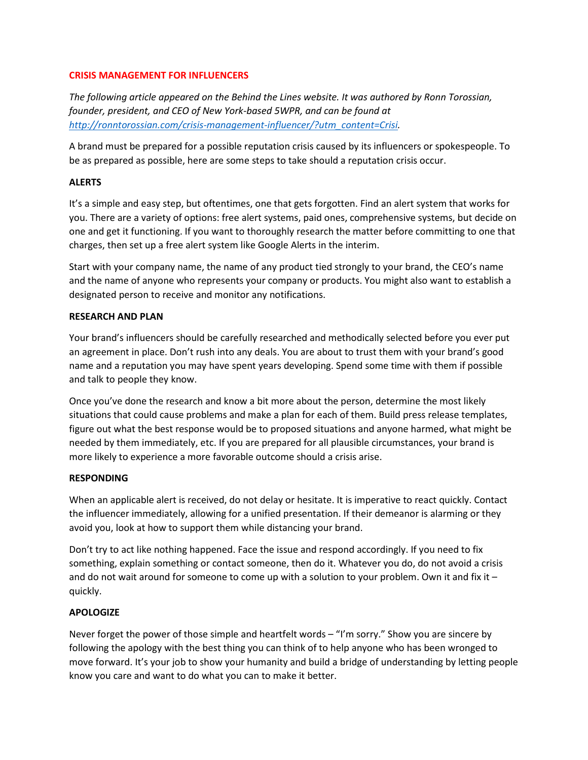# CRISIS MANAGEMENT FOR INFLUENCERS

*The following article appeared on the Behind the Lines website. It was authored by Ronn Torossian, founder, president, and CEO of New York-based 5WPR, and can be found at [http://ronntorossian.com/crisis-management-influencer/?utm_content=Crisi](http://ronntorossian.com/crisis-management-influencer/?utm_content=Crisi).*

A brand must be prepared for a possible reputation crisis caused by its influencers or spokespeople. To be as prepared as possible, here are some steps to take should a reputation crisis occur.

## ALERTS

It's a simple and easy step, but oftentimes, one that gets forgotten. Find an alert system that works for you. There are a variety of options: free alert systems, paid ones, comprehensive systems, but decide on one and get it functioning. If you want to thoroughly research the matter before committing to one that charges, then set up a free alert system like Google Alerts in the interim.

Start with your company name, the name of any product tied strongly to your brand, the CEO's name and the name of anyone who represents your company or products. You might also want to establish a designated person to receive and monitor any notifications.

## RESEARCH AND PLAN

Your brand's influencers should be carefully researched and methodically selected before you ever put an agreement in place. Don't rush into any deals. You are about to trust them with your brand's good name and a reputation you may have spent years developing. Spend some time with them if possible and talk to people they know.

Once you've done the research and know a bit more about the person, determine the most likely situations that could cause problems and make a plan for each of them. Build press release templates, figure out what the best response would be to proposed situations and anyone harmed, what might be needed by them immediately, etc. If you are prepared for all plausible circumstances, your brand is more likely to experience a more favorable outcome should a crisis arise.

## RESPONDING

When an applicable alert is received, do not delay or hesitate. It is imperative to react quickly. Contact the influencer immediately, allowing for a unified presentation. If their demeanor is alarming or they avoid you, look at how to support them while distancing your brand.

Don't try to act like nothing happened. Face the issue and respond accordingly. If you need to fix something, explain something or contact someone, then do it. Whatever you do, do not avoid a crisis and do not wait around for someone to come up with a solution to your problem. Own it and fix it – quickly.

## APOLOGIZE

Never forget the power of those simple and heartfelt words – "I'm sorry." Show you are sincere by following the apology with the best thing you can think of to help anyone who has been wronged to move forward. It's your job to show your humanity and build a bridge of understanding by letting people know you care and want to do what you can to make it better.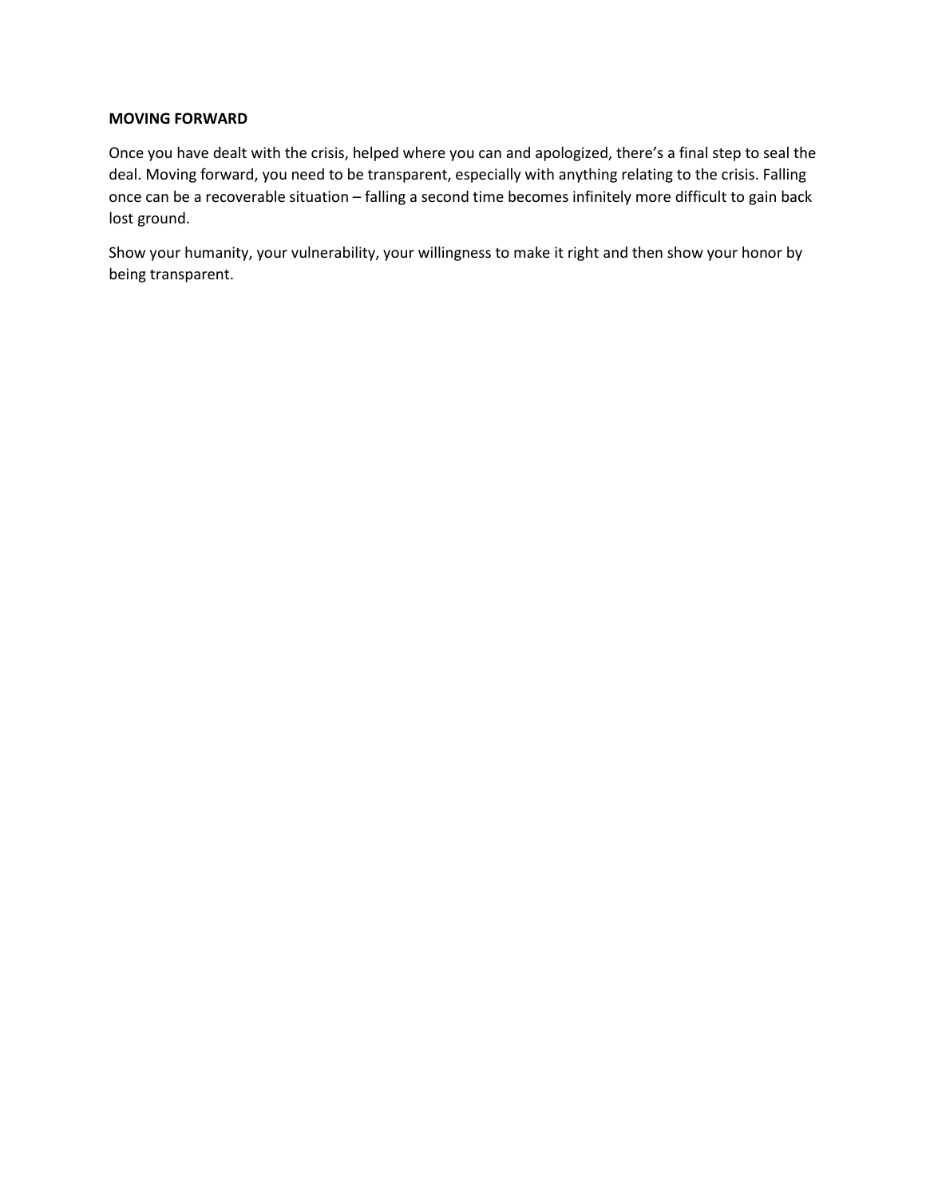**MOVING FORWARD**

Once you have dealt with the crisis, helped where you can and apologized, there's a final step to seal the deal. Moving forward, you need to be transparent, especially with anything relating to the crisis. Falling once can be a recoverable situation – falling a second time becomes infinitely more difficult to gain back lost ground.

Show your humanity, your vulnerability, your willingness to make it right and then show your honor by being transparent.